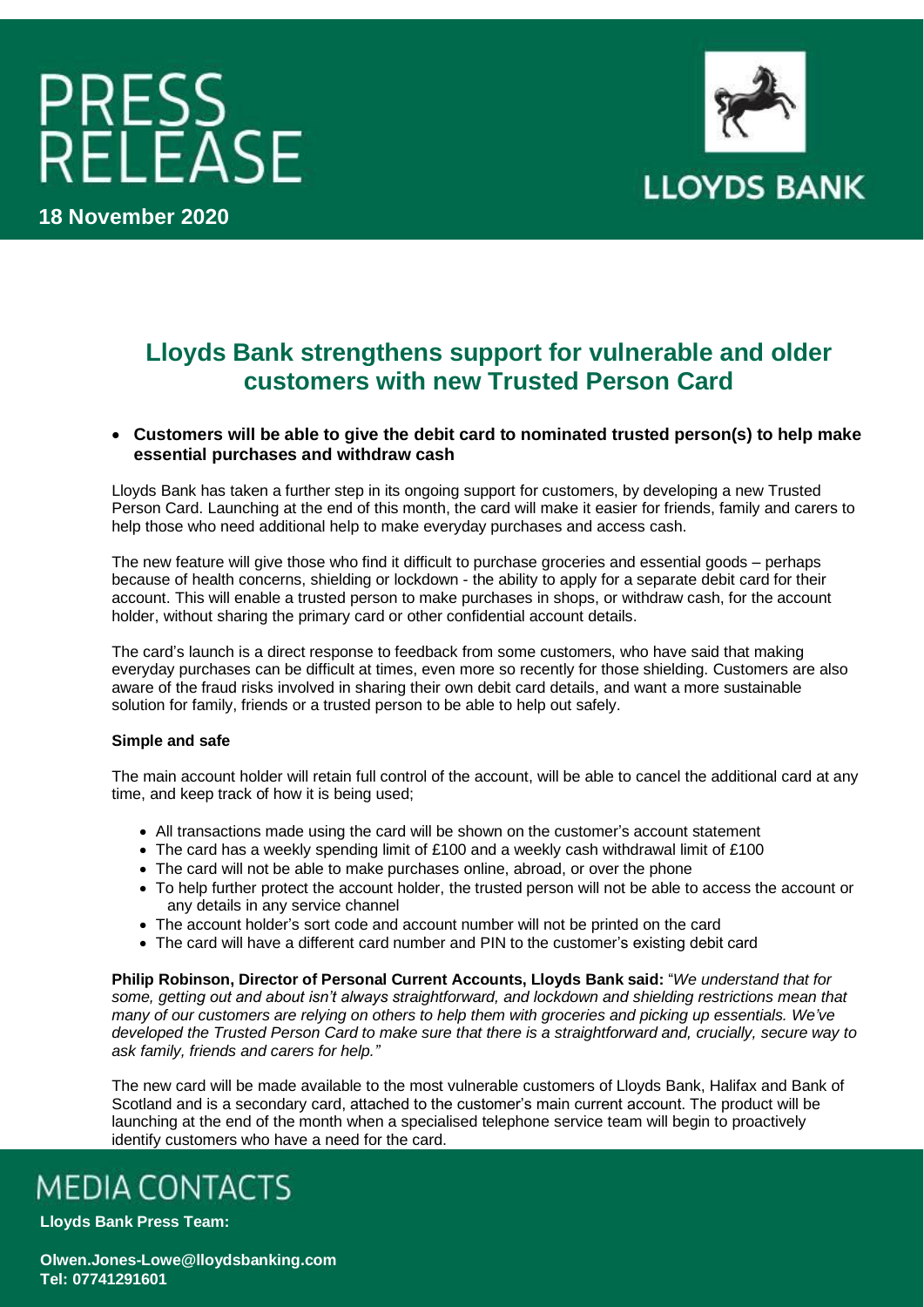# PRESS RELEASE

**18 November 2020**

LLOYDS BANK

## Lloyds Bank strengthens support for vulnerable and older customers with new Trusted Person Card

- **Customers will be able to give the debit card to nominated trusted person(s) to help make essential purchases and withdraw cash**

Lloyds Bank has taken a further step in its ongoing support for customers, by developing a new Trusted Person Card. Launching at the end of this month, the card will make it easier for friends, family and carers to help those who need additional help to make everyday purchases and access cash.

The new feature will give those who find it difficult to purchase groceries and essential goods – perhaps because of health concerns, shielding or lockdown - the ability to apply for a separate debit card for their account. This will enable a trusted person to make purchases in shops, or withdraw cash, for the account holder, without sharing the primary card or other confidential account details.

The card's launch is a direct response to feedback from some customers, who have said that making everyday purchases can be difficult at times, even more so recently for those shielding. Customers are also aware of the fraud risks involved in sharing their own debit card details, and want a more sustainable solution for family, friends or a trusted person to be able to help out safely.

**Simple and safe**

The main account holder will retain full control of the account, will be able to cancel the additional card at any time, and keep track of how it is being used;

- All transactions made using the card will be shown on the customer's account statement
- The card has a weekly spending limit of £100 and a weekly cash withdrawal limit of £100
- The card will not be able to make purchases online, abroad, or over the phone
- To help further protect the account holder, the trusted person will not be able to access the account or any details in any service channel
- The account holder's sort code and account number will not be printed on the card
- The card will have a different card number and PIN to the customer's existing debit card

**Philip Robinson, Director of Personal Current Accounts, Lloyds Bank said:** "*We understand that for some, getting out and about isn't always straightforward, and lockdown and shielding restrictions mean that many of our customers are relying on others to help them with groceries and picking up essentials. We've developed the Trusted Person Card to make sure that there is a straightforward and, crucially, secure way to ask family, friends and carers for help.*"

The new card will be made available to the most vulnerable customers of Lloyds Bank, Halifax and Bank of Scotland and is a secondary card, attached to the customer's main current account. The product will be launching at the end of the month when a specialised telephone service team will begin to proactively identify customers who have a need for the card.

## MEDIA CONTACTS

**Lloyds Bank Press Team:**

**Olwen.Jones-Lowe@lloydsbanking.com**
**Tel: 07741291601**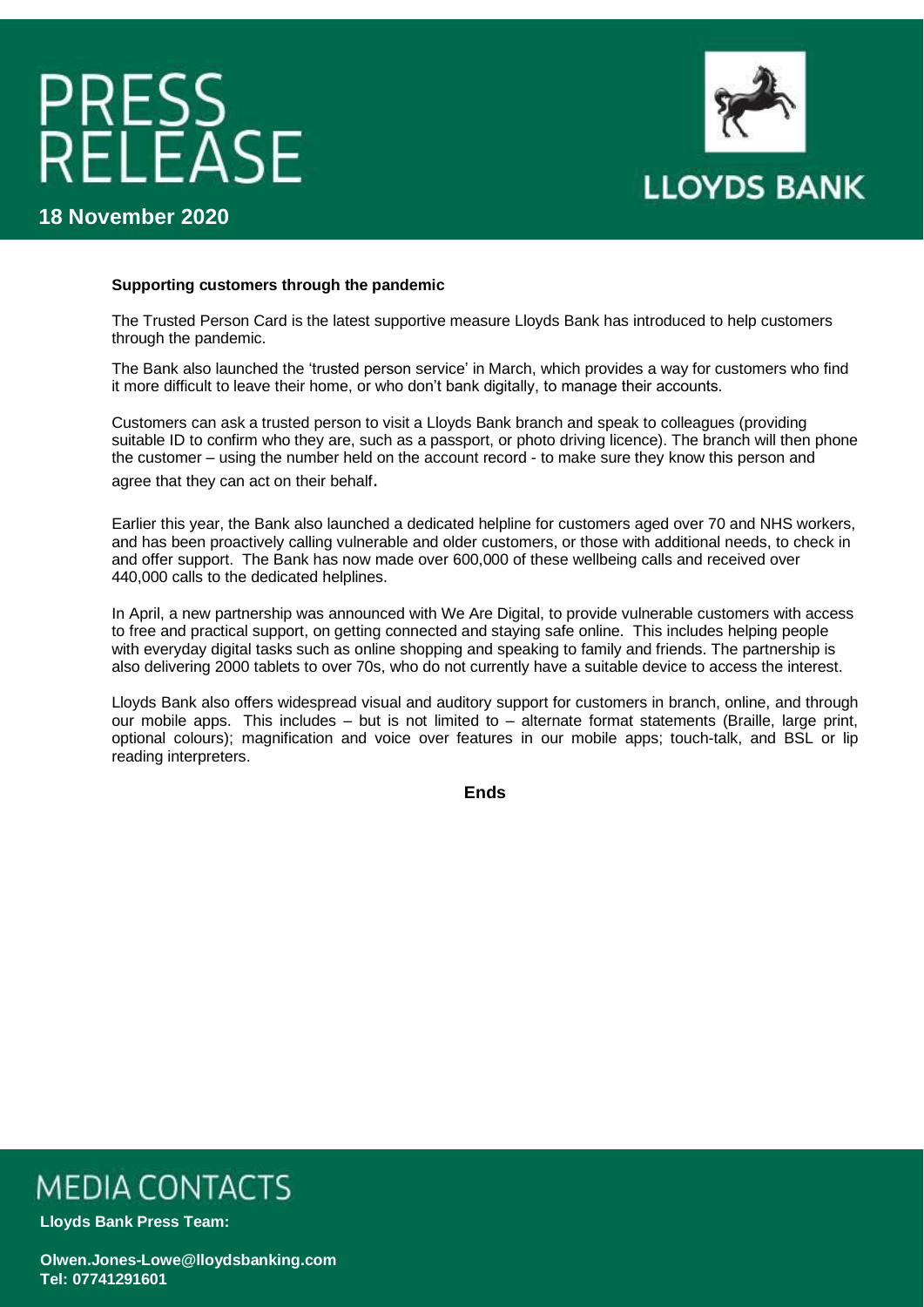# PRESS RELEASE

LLOYDS BANK

**18 November 2020**

**Supporting customers through the pandemic**

The Trusted Person Card is the latest supportive measure Lloyds Bank has introduced to help customers through the pandemic.

The Bank also launched the 'trusted person service' in March, which provides a way for customers who find it more difficult to leave their home, or who don't bank digitally, to manage their accounts.

Customers can ask a trusted person to visit a Lloyds Bank branch and speak to colleagues (providing suitable ID to confirm who they are, such as a passport, or photo driving licence). The branch will then phone the customer – using the number held on the account record - to make sure they know this person and agree that they can act on their behalf.

Earlier this year, the Bank also launched a dedicated helpline for customers aged over 70 and NHS workers, and has been proactively calling vulnerable and older customers, or those with additional needs, to check in and offer support. The Bank has now made over 600,000 of these wellbeing calls and received over 440,000 calls to the dedicated helplines.

In April, a new partnership was announced with We Are Digital, to provide vulnerable customers with access to free and practical support, on getting connected and staying safe online. This includes helping people with everyday digital tasks such as online shopping and speaking to family and friends. The partnership is also delivering 2000 tablets to over 70s, who do not currently have a suitable device to access the interest.

Lloyds Bank also offers widespread visual and auditory support for customers in branch, online, and through our mobile apps. This includes – but is not limited to – alternate format statements (Braille, large print, optional colours); magnification and voice over features in our mobile apps; touch-talk, and BSL or lip reading interpreters.

**Ends**

## MEDIA CONTACTS

**Lloyds Bank Press Team:**

**Olwen.Jones-Lowe@lloydsbanking.com**
**Tel: 07741291601**